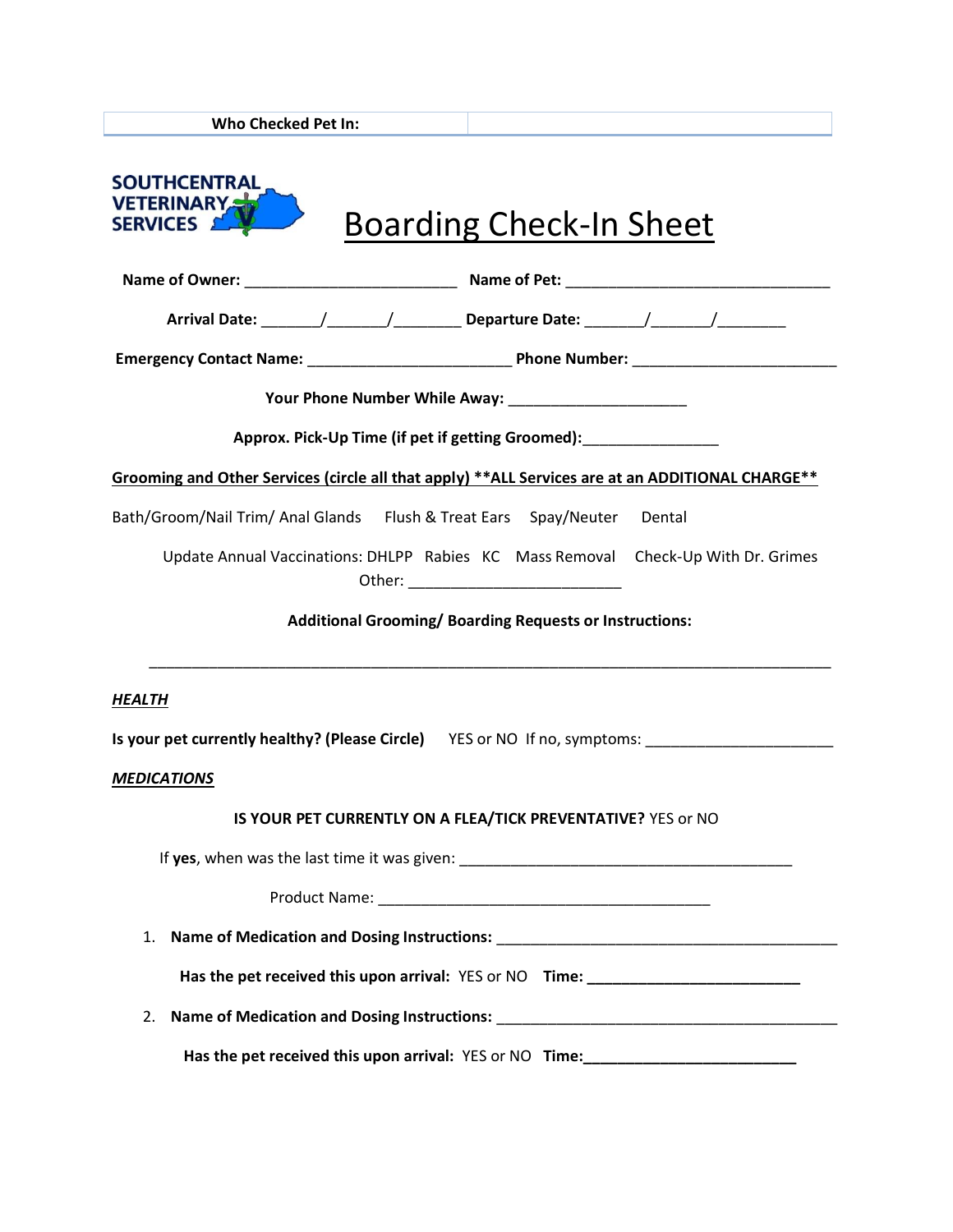| Who Checked Pet In: | |
| --- | --- |

SOUTHCENTRAL VETERINARY SERVICES

# Boarding Check-In Sheet

**Name of Owner:** _________________________ **Name of Pet:** _______________________________

**Arrival Date:** _______/_______/________ **Departure Date:** _______/_______/________

**Emergency Contact Name:** ________________________ **Phone Number:** ________________________

**Your Phone Number While Away:** _____________________

**Approx. Pick-Up Time (if pet if getting Groomed):**________________

**Grooming and Other Services (circle all that apply) **ALL Services are at an ADDITIONAL CHARGE****

Bath/Groom/Nail Trim/ Anal Glands   Flush & Treat Ears   Spay/Neuter   Dental

Update Annual Vaccinations: DHLPP   Rabies   KC   Mass Removal   Check-Up With Dr. Grimes

Other: _________________________

**Additional Grooming/ Boarding Requests or Instructions:**

________________________________________________________________________________

***HEALTH***

**Is your pet currently healthy? (Please Circle)** YES or NO If no, symptoms: ______________________

***MEDICATIONS***

**IS YOUR PET CURRENTLY ON A FLEA/TICK PREVENTATIVE?** YES or NO

If **yes**, when was the last time it was given: ________________________________________

Product Name: _______________________________________

1. **Name of Medication and Dosing Instructions:** ________________________________________

   **Has the pet received this upon arrival:** YES or NO **Time: _________________________**

2. **Name of Medication and Dosing Instructions:** ________________________________________

   **Has the pet received this upon arrival:** YES or NO **Time:_________________________**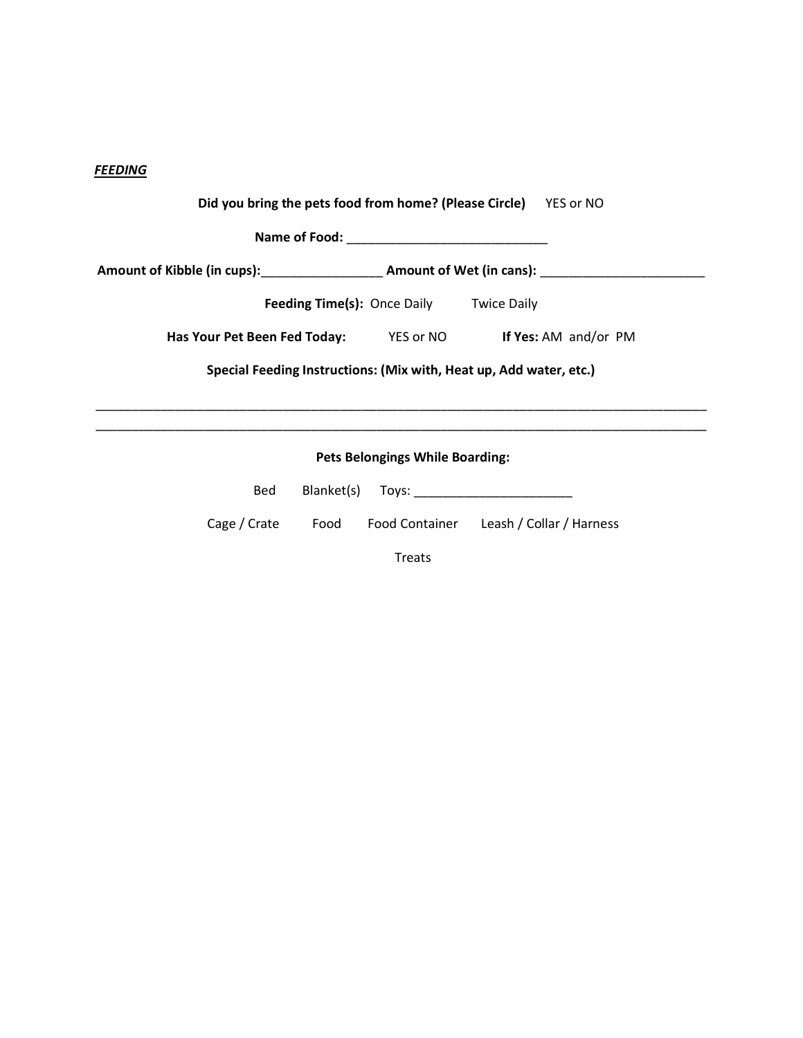***FEEDING***

**Did you bring the pets food from home? (Please Circle)** YES or NO

**Name of Food:** ____________________________

**Amount of Kibble (in cups):**_________________ **Amount of Wet (in cans):** _______________________

**Feeding Time(s):** Once Daily Twice Daily

**Has Your Pet Been Fed Today:** YES or NO **If Yes:** AM and/or PM

**Special Feeding Instructions: (Mix with, Heat up, Add water, etc.)**

______________________________________________________________________________________

______________________________________________________________________________________

**Pets Belongings While Boarding:**

Bed Blanket(s) Toys: ______________________

Cage / Crate Food Food Container Leash / Collar / Harness

Treats